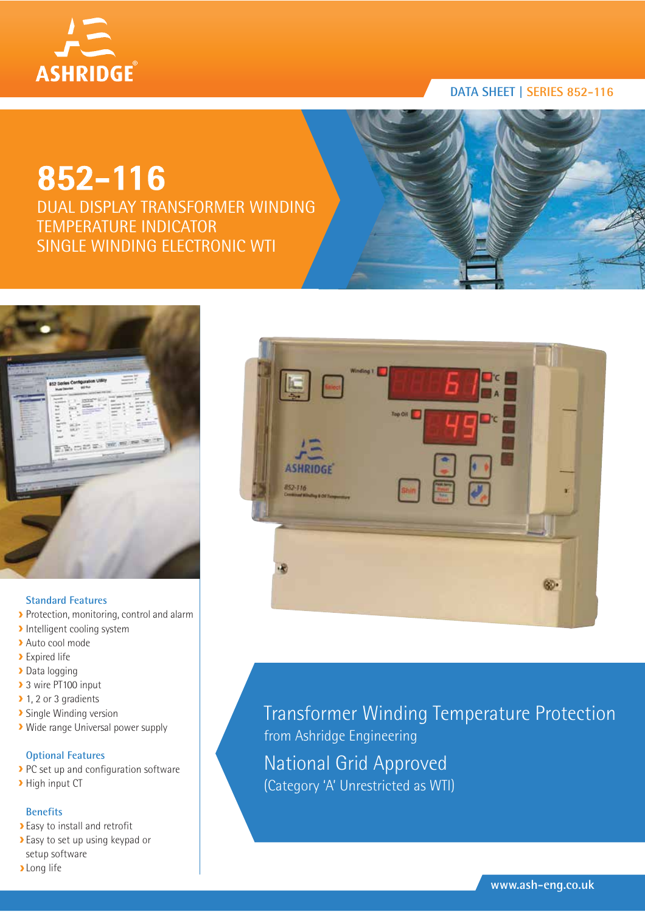DATA SHEET | SERIES 852-116

# 852-116

DUAL DISPLAY TRANSFORMER WINDING TEMPERATURE INDICATOR
SINGLE WINDING ELECTRONIC WTI

### Standard Features

- Protection, monitoring, control and alarm
- Intelligent cooling system
- Auto cool mode
- Expired life
- Data logging
- 3 wire PT100 input
- 1, 2 or 3 gradients
- Single Winding version
- Wide range Universal power supply

### Optional Features

- PC set up and configuration software
- High input CT

### Benefits

- Easy to install and retrofit
- Easy to set up using keypad or setup software
- Long life

## Transformer Winding Temperature Protection

from Ashridge Engineering

## National Grid Approved

(Category 'A' Unrestricted as WTI)

www.ash-eng.co.uk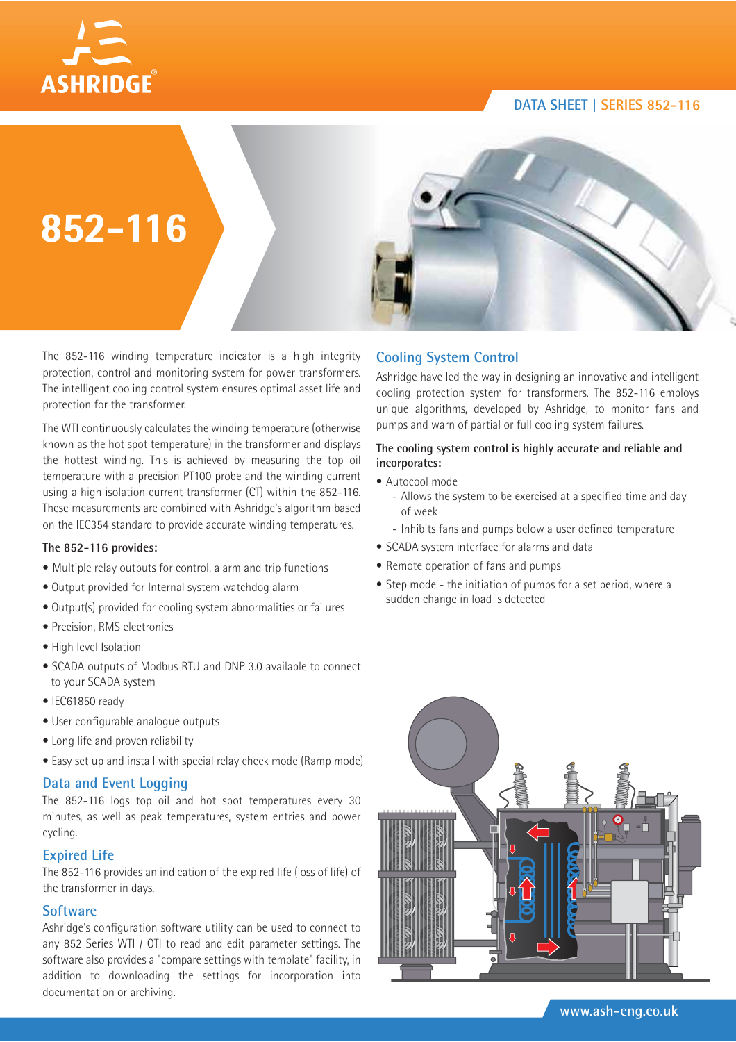# 852-116

The 852-116 winding temperature indicator is a high integrity protection, control and monitoring system for power transformers. The intelligent cooling control system ensures optimal asset life and protection for the transformer.

The WTI continuously calculates the winding temperature (otherwise known as the hot spot temperature) in the transformer and displays the hottest winding. This is achieved by measuring the top oil temperature with a precision PT100 probe and the winding current using a high isolation current transformer (CT) within the 852-116. These measurements are combined with Ashridge's algorithm based on the IEC354 standard to provide accurate winding temperatures.

**The 852-116 provides:**

- Multiple relay outputs for control, alarm and trip functions
- Output provided for Internal system watchdog alarm
- Output(s) provided for cooling system abnormalities or failures
- Precision, RMS electronics
- High level Isolation
- SCADA outputs of Modbus RTU and DNP 3.0 available to connect to your SCADA system
- IEC61850 ready
- User configurable analogue outputs
- Long life and proven reliability
- Easy set up and install with special relay check mode (Ramp mode)

## Data and Event Logging

The 852-116 logs top oil and hot spot temperatures every 30 minutes, as well as peak temperatures, system entries and power cycling.

## Expired Life

The 852-116 provides an indication of the expired life (loss of life) of the transformer in days.

## Software

Ashridge's configuration software utility can be used to connect to any 852 Series WTI / OTI to read and edit parameter settings. The software also provides a "compare settings with template" facility, in addition to downloading the settings for incorporation into documentation or archiving.

## Cooling System Control

Ashridge have led the way in designing an innovative and intelligent cooling protection system for transformers. The 852-116 employs unique algorithms, developed by Ashridge, to monitor fans and pumps and warn of partial or full cooling system failures.

**The cooling system control is highly accurate and reliable and incorporates:**

- Autocool mode
  - Allows the system to be exercised at a specified time and day of week
  - Inhibits fans and pumps below a user defined temperature
- SCADA system interface for alarms and data
- Remote operation of fans and pumps
- Step mode - the initiation of pumps for a set period, where a sudden change in load is detected

www.ash-eng.co.uk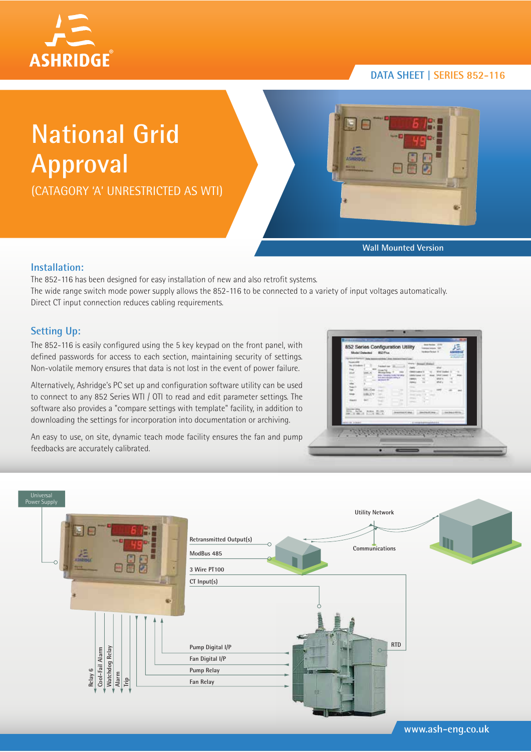DATA SHEET | SERIES 852-116

# National Grid Approval

(CATAGORY 'A' UNRESTRICTED AS WTI)

Wall Mounted Version

## Installation:

The 852-116 has been designed for easy installation of new and also retrofit systems.
The wide range switch mode power supply allows the 852-116 to be connected to a variety of input voltages automatically.
Direct CT input connection reduces cabling requirements.

## Setting Up:

The 852-116 is easily configured using the 5 key keypad on the front panel, with defined passwords for access to each section, maintaining security of settings. Non-volatile memory ensures that data is not lost in the event of power failure.

Alternatively, Ashridge's PC set up and configuration software utility can be used to connect to any 852 Series WTI / OTI to read and edit parameter settings. The software also provides a "compare settings with template" facility, in addition to downloading the settings for incorporation into documentation or archiving.

An easy to use, on site, dynamic teach mode facility ensures the fan and pump feedbacks are accurately calibrated.

Universal Power Supply

Retransmitted Output(s)

ModBus 485

3 Wire PT100

CT Input(s)

Utility Network

Communications

RTD

Pump Digital I/P

Fan Digital I/P

Pump Relay

Fan Relay

Relay 6

Cool-Fail Alarm

Watchdog Relay

Alarm

Trip

www.ash-eng.co.uk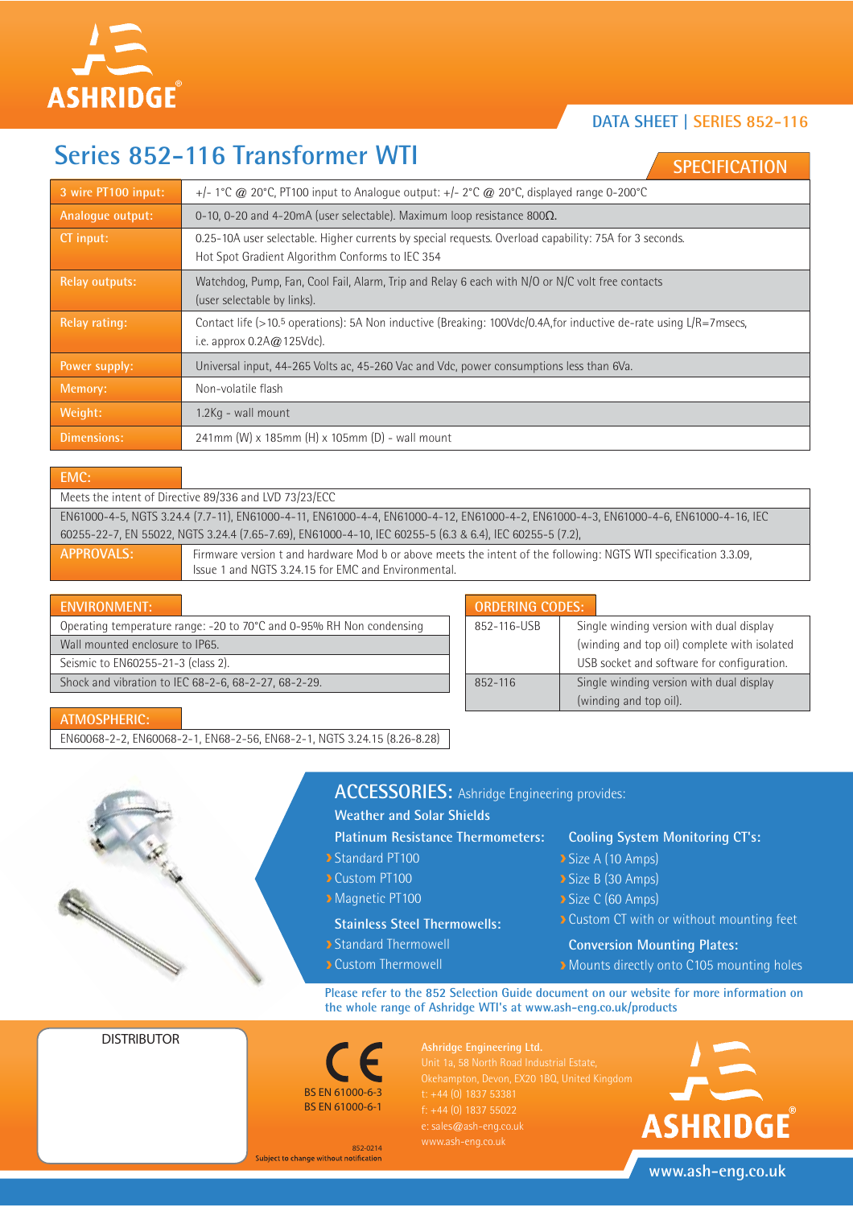DATA SHEET | SERIES 852-116

# Series 852-116 Transformer WTI

## SPECIFICATION

| | |
|---|---|
| 3 wire PT100 input: | +/- 1°C @ 20°C, PT100 input to Analogue output: +/- 2°C @ 20°C, displayed range 0-200°C |
| Analogue output: | 0-10, 0-20 and 4-20mA (user selectable). Maximum loop resistance 800Ω. |
| CT input: | 0.25-10A user selectable. Higher currents by special requests. Overload capability: 75A for 3 seconds. Hot Spot Gradient Algorithm Conforms to IEC 354 |
| Relay outputs: | Watchdog, Pump, Fan, Cool Fail, Alarm, Trip and Relay 6 each with N/O or N/C volt free contacts (user selectable by links). |
| Relay rating: | Contact life (>$10^5$ operations): 5A Non inductive (Breaking: 100Vdc/0.4A,for inductive de-rate using L/R=7msecs, i.e. approx 0.2A@125Vdc). |
| Power supply: | Universal input, 44-265 Volts ac, 45-260 Vac and Vdc, power consumptions less than 6Va. |
| Memory: | Non-volatile flash |
| Weight: | 1.2Kg - wall mount |
| Dimensions: | 241mm (W) x 185mm (H) x 105mm (D) - wall mount |

## EMC:

Meets the intent of Directive 89/336 and LVD 73/23/ECC

EN61000-4-5, NGTS 3.24.4 (7.7-11), EN61000-4-11, EN61000-4-4, EN61000-4-12, EN61000-4-2, EN61000-4-3, EN61000-4-6, EN61000-4-16, IEC 60255-22-7, EN 55022, NGTS 3.24.4 (7.65-7.69), EN61000-4-10, IEC 60255-5 (6.3 & 6.4), IEC 60255-5 (7.2),

**APPROVALS:** Firmware version t and hardware Mod b or above meets the intent of the following: NGTS WTI specification 3.3.09, Issue 1 and NGTS 3.24.15 for EMC and Environmental.

## ENVIRONMENT:

- Operating temperature range: -20 to 70°C and 0-95% RH Non condensing
- Wall mounted enclosure to IP65.
- Seismic to EN60255-21-3 (class 2).
- Shock and vibration to IEC 68-2-6, 68-2-27, 68-2-29.

## ATMOSPHERIC:

EN60068-2-2, EN60068-2-1, EN68-2-56, EN68-2-1, NGTS 3.24.15 (8.26-8.28)

## ORDERING CODES:

| | |
|---|---|
| 852-116-USB | Single winding version with dual display (winding and top oil) complete with isolated USB socket and software for configuration. |
| 852-116 | Single winding version with dual display (winding and top oil). |

## ACCESSORIES: Ashridge Engineering provides:

**Weather and Solar Shields**

**Platinum Resistance Thermometers:**
- Standard PT100
- Custom PT100
- Magnetic PT100

**Stainless Steel Thermowells:**
- Standard Thermowell
- Custom Thermowell

**Cooling System Monitoring CT's:**
- Size A (10 Amps)
- Size B (30 Amps)
- Size C (60 Amps)
- Custom CT with or without mounting feet

**Conversion Mounting Plates:**
- Mounts directly onto C105 mounting holes

Please refer to the 852 Selection Guide document on our website for more information on the whole range of Ashridge WTI's at www.ash-eng.co.uk/products

DISTRIBUTOR

BS EN 61000-6-3
BS EN 61000-6-1

852-0214
Subject to change without notification

**Ashridge Engineering Ltd.**
Unit 1a, 58 North Road Industrial Estate,
Okehampton, Devon, EX20 1BQ, United Kingdom
t: +44 (0) 1837 53381
f: +44 (0) 1837 55022
e: sales@ash-eng.co.uk
www.ash-eng.co.uk

ASHRIDGE®

www.ash-eng.co.uk